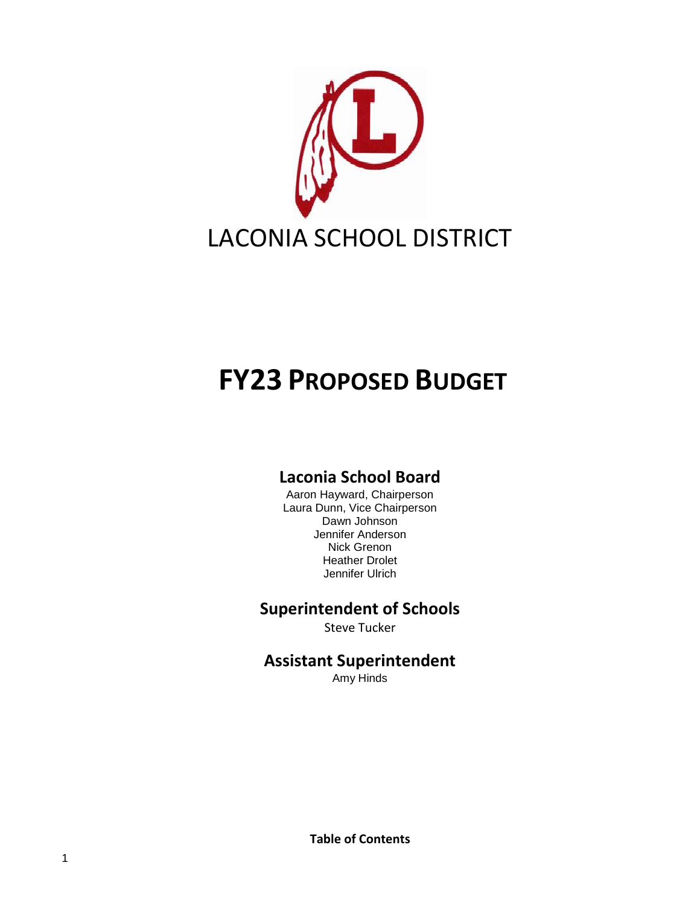# LACONIA SCHOOL DISTRICT

# FY23 PROPOSED BUDGET

## Laconia School Board

Aaron Hayward, Chairperson
Laura Dunn, Vice Chairperson
Dawn Johnson
Jennifer Anderson
Nick Grenon
Heather Drolet
Jennifer Ulrich

## Superintendent of Schools

Steve Tucker

## Assistant Superintendent

Amy Hinds

**Table of Contents**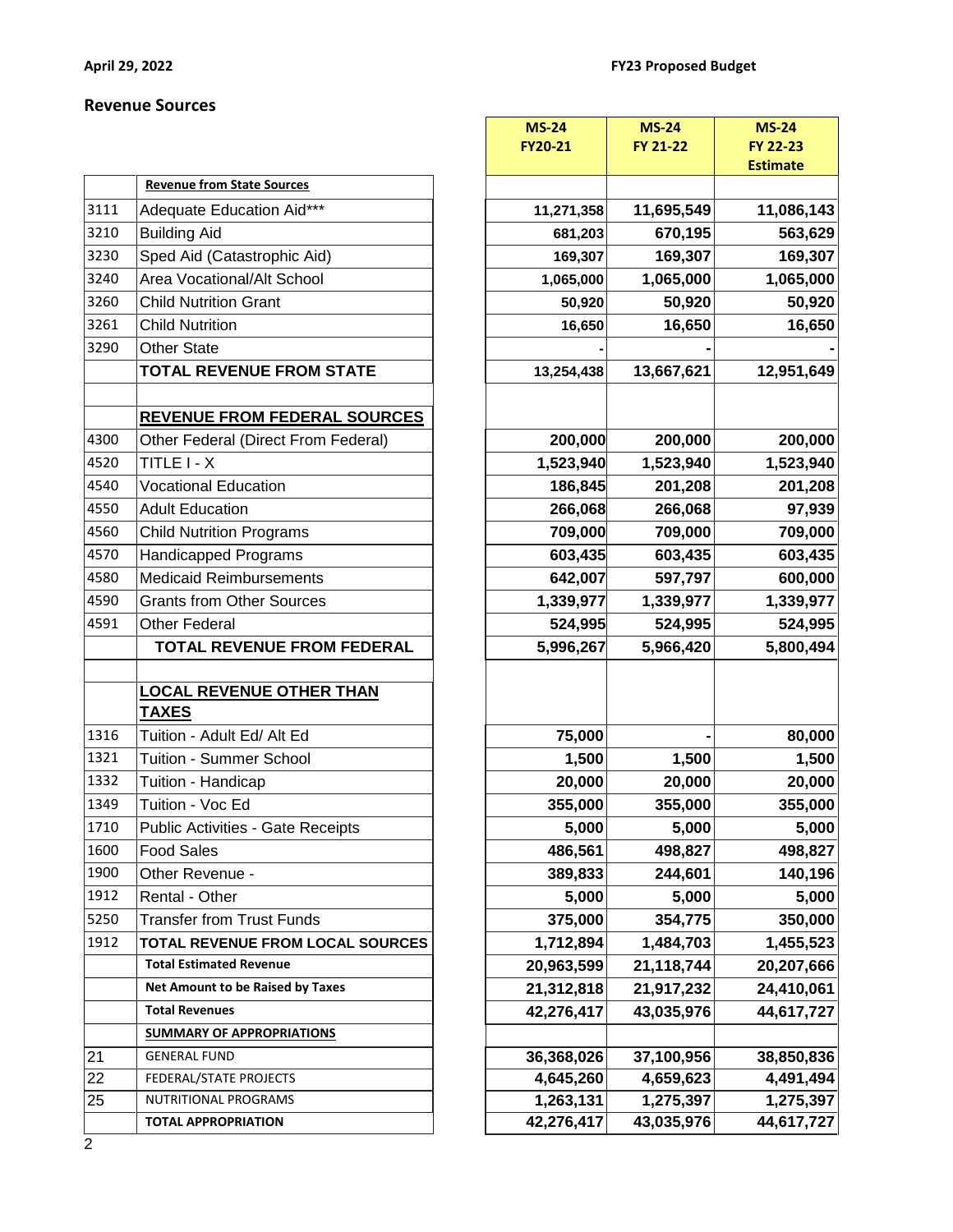April 29, 2022

FY23 Proposed Budget

## Revenue Sources

| | | MS-24 FY20-21 | MS-24 FY 21-22 | MS-24 FY 22-23 Estimate |
|---|---|---|---|---|
| | **Revenue from State Sources** | | | |
| 3111 | Adequate Education Aid*** | 11,271,358 | 11,695,549 | 11,086,143 |
| 3210 | Building Aid | 681,203 | 670,195 | 563,629 |
| 3230 | Sped Aid (Catastrophic Aid) | 169,307 | 169,307 | 169,307 |
| 3240 | Area Vocational/Alt School | 1,065,000 | 1,065,000 | 1,065,000 |
| 3260 | Child Nutrition Grant | 50,920 | 50,920 | 50,920 |
| 3261 | Child Nutrition | 16,650 | 16,650 | 16,650 |
| 3290 | Other State | - | - | - |
| | **TOTAL REVENUE FROM STATE** | 13,254,438 | 13,667,621 | 12,951,649 |
| | | | | |
| | **REVENUE FROM FEDERAL SOURCES** | | | |
| 4300 | Other Federal (Direct From Federal) | 200,000 | 200,000 | 200,000 |
| 4520 | TITLE I - X | 1,523,940 | 1,523,940 | 1,523,940 |
| 4540 | Vocational Education | 186,845 | 201,208 | 201,208 |
| 4550 | Adult Education | 266,068 | 266,068 | 97,939 |
| 4560 | Child Nutrition Programs | 709,000 | 709,000 | 709,000 |
| 4570 | Handicapped Programs | 603,435 | 603,435 | 603,435 |
| 4580 | Medicaid Reimbursements | 642,007 | 597,797 | 600,000 |
| 4590 | Grants from Other Sources | 1,339,977 | 1,339,977 | 1,339,977 |
| 4591 | Other Federal | 524,995 | 524,995 | 524,995 |
| | **TOTAL REVENUE FROM FEDERAL** | 5,996,267 | 5,966,420 | 5,800,494 |
| | | | | |
| | **LOCAL REVENUE OTHER THAN TAXES** | | | |
| 1316 | Tuition - Adult Ed/ Alt Ed | 75,000 | - | 80,000 |
| 1321 | Tuition - Summer School | 1,500 | 1,500 | 1,500 |
| 1332 | Tuition - Handicap | 20,000 | 20,000 | 20,000 |
| 1349 | Tuition - Voc Ed | 355,000 | 355,000 | 355,000 |
| 1710 | Public Activities - Gate Receipts | 5,000 | 5,000 | 5,000 |
| 1600 | Food Sales | 486,561 | 498,827 | 498,827 |
| 1900 | Other Revenue - | 389,833 | 244,601 | 140,196 |
| 1912 | Rental - Other | 5,000 | 5,000 | 5,000 |
| 5250 | Transfer from Trust Funds | 375,000 | 354,775 | 350,000 |
| 1912 | **TOTAL REVENUE FROM LOCAL SOURCES** | 1,712,894 | 1,484,703 | 1,455,523 |
| | **Total Estimated Revenue** | 20,963,599 | 21,118,744 | 20,207,666 |
| | **Net Amount to be Raised by Taxes** | 21,312,818 | 21,917,232 | 24,410,061 |
| | **Total Revenues** | 42,276,417 | 43,035,976 | 44,617,727 |
| | **SUMMARY OF APPROPRIATIONS** | | | |
| 21 | GENERAL FUND | 36,368,026 | 37,100,956 | 38,850,836 |
| 22 | FEDERAL/STATE PROJECTS | 4,645,260 | 4,659,623 | 4,491,494 |
| 25 | NUTRITIONAL PROGRAMS | 1,263,131 | 1,275,397 | 1,275,397 |
| | **TOTAL APPROPRIATION** | 42,276,417 | 43,035,976 | 44,617,727 |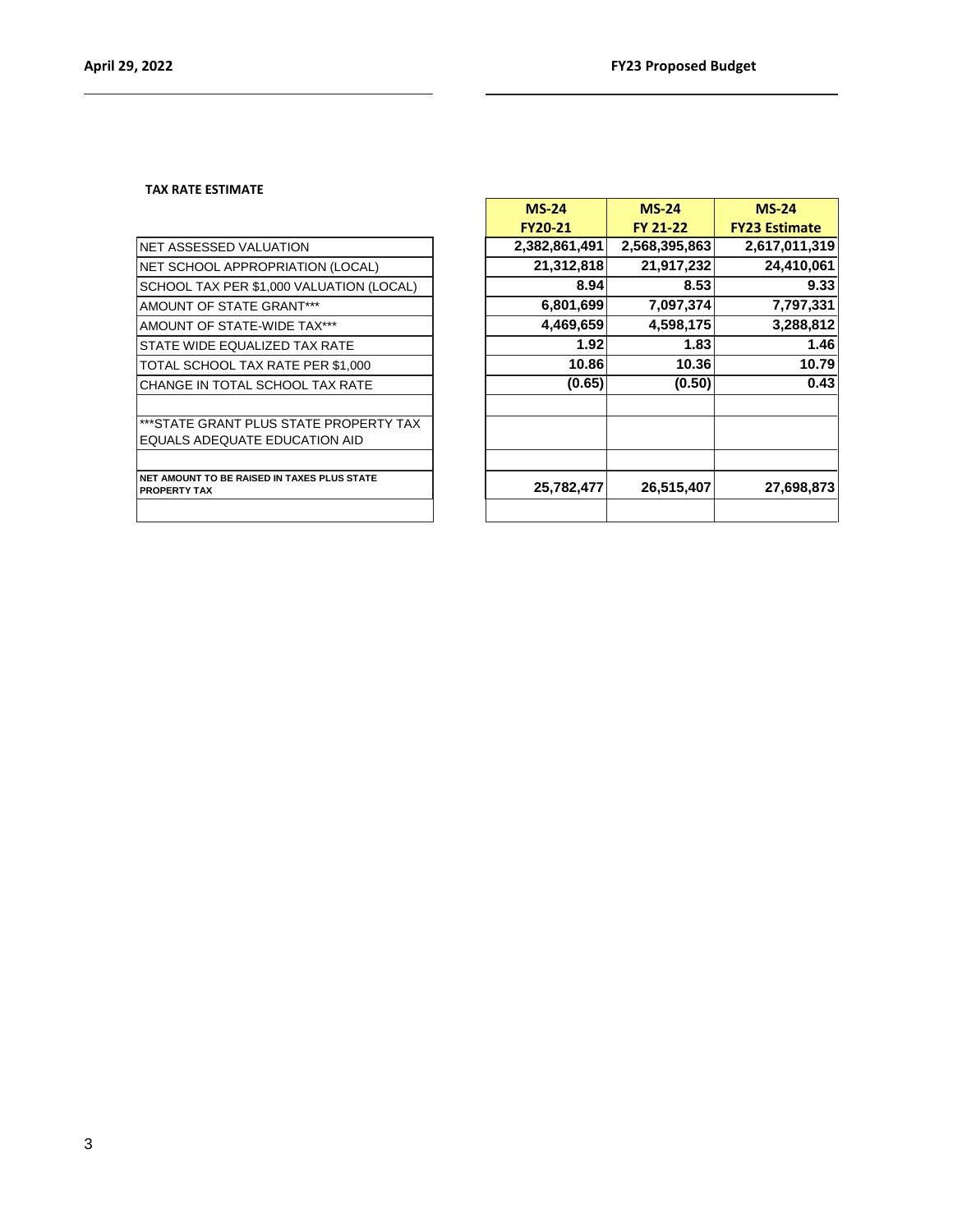**TAX RATE ESTIMATE**

| | MS-24 FY20-21 | MS-24 FY 21-22 | MS-24 FY23 Estimate |
|---|---|---|---|
| NET ASSESSED VALUATION | 2,382,861,491 | 2,568,395,863 | 2,617,011,319 |
| NET SCHOOL APPROPRIATION (LOCAL) | 21,312,818 | 21,917,232 | 24,410,061 |
| SCHOOL TAX PER $1,000 VALUATION (LOCAL) | 8.94 | 8.53 | 9.33 |
| AMOUNT OF STATE GRANT*** | 6,801,699 | 7,097,374 | 7,797,331 |
| AMOUNT OF STATE-WIDE TAX*** | 4,469,659 | 4,598,175 | 3,288,812 |
| STATE WIDE EQUALIZED TAX RATE | 1.92 | 1.83 | 1.46 |
| TOTAL SCHOOL TAX RATE PER $1,000 | 10.86 | 10.36 | 10.79 |
| CHANGE IN TOTAL SCHOOL TAX RATE | (0.65) | (0.50) | 0.43 |
| | | | |
| ***STATE GRANT PLUS STATE PROPERTY TAX EQUALS ADEQUATE EDUCATION AID | | | |
| | | | |
| NET AMOUNT TO BE RAISED IN TAXES PLUS STATE PROPERTY TAX | 25,782,477 | 26,515,407 | 27,698,873 |
| | | | |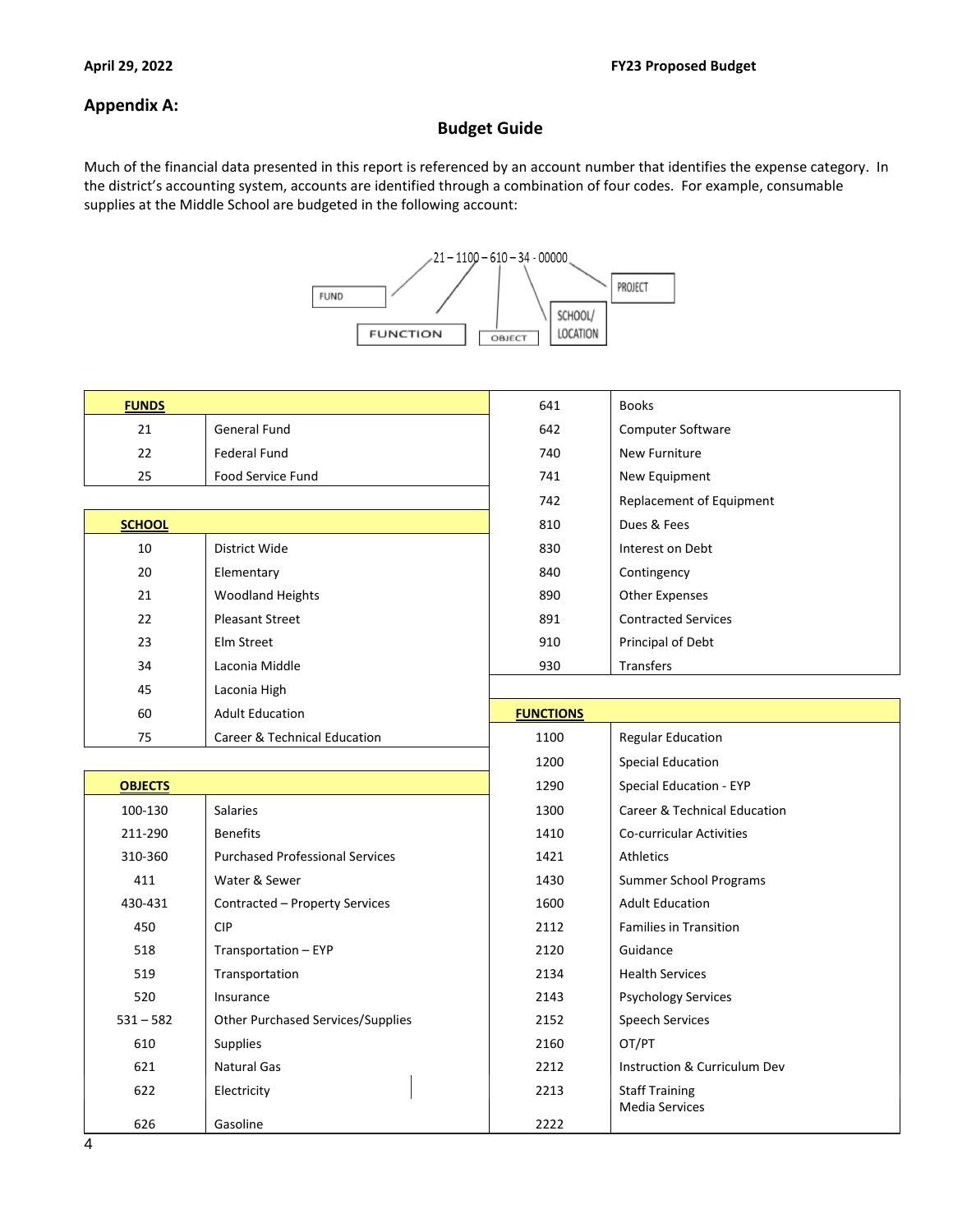## Appendix A:

### Budget Guide

Much of the financial data presented in this report is referenced by an account number that identifies the expense category. In the district's accounting system, accounts are identified through a combination of four codes. For example, consumable supplies at the Middle School are budgeted in the following account:

21 – 1100 – 610 – 34 - 00000

FUND – FUNCTION – OBJECT – SCHOOL/LOCATION – PROJECT

| FUNDS | |
|---|---|
| 21 | General Fund |
| 22 | Federal Fund |
| 25 | Food Service Fund |

| SCHOOL | |
|---|---|
| 10 | District Wide |
| 20 | Elementary |
| 21 | Woodland Heights |
| 22 | Pleasant Street |
| 23 | Elm Street |
| 34 | Laconia Middle |
| 45 | Laconia High |
| 60 | Adult Education |
| 75 | Career & Technical Education |

| OBJECTS | |
|---|---|
| 100-130 | Salaries |
| 211-290 | Benefits |
| 310-360 | Purchased Professional Services |
| 411 | Water & Sewer |
| 430-431 | Contracted – Property Services |
| 450 | CIP |
| 518 | Transportation – EYP |
| 519 | Transportation |
| 520 | Insurance |
| 531 – 582 | Other Purchased Services/Supplies |
| 610 | Supplies |
| 621 | Natural Gas |
| 622 | Electricity |
| 626 | Gasoline |
| 641 | Books |
| 642 | Computer Software |
| 740 | New Furniture |
| 741 | New Equipment |
| 742 | Replacement of Equipment |
| 810 | Dues & Fees |
| 830 | Interest on Debt |
| 840 | Contingency |
| 890 | Other Expenses |
| 891 | Contracted Services |
| 910 | Principal of Debt |
| 930 | Transfers |

| FUNCTIONS | |
|---|---|
| 1100 | Regular Education |
| 1200 | Special Education |
| 1290 | Special Education - EYP |
| 1300 | Career & Technical Education |
| 1410 | Co-curricular Activities |
| 1421 | Athletics |
| 1430 | Summer School Programs |
| 1600 | Adult Education |
| 2112 | Families in Transition |
| 2120 | Guidance |
| 2134 | Health Services |
| 2143 | Psychology Services |
| 2152 | Speech Services |
| 2160 | OT/PT |
| 2212 | Instruction & Curriculum Dev |
| 2213 | Staff Training |
| 2222 | Media Services |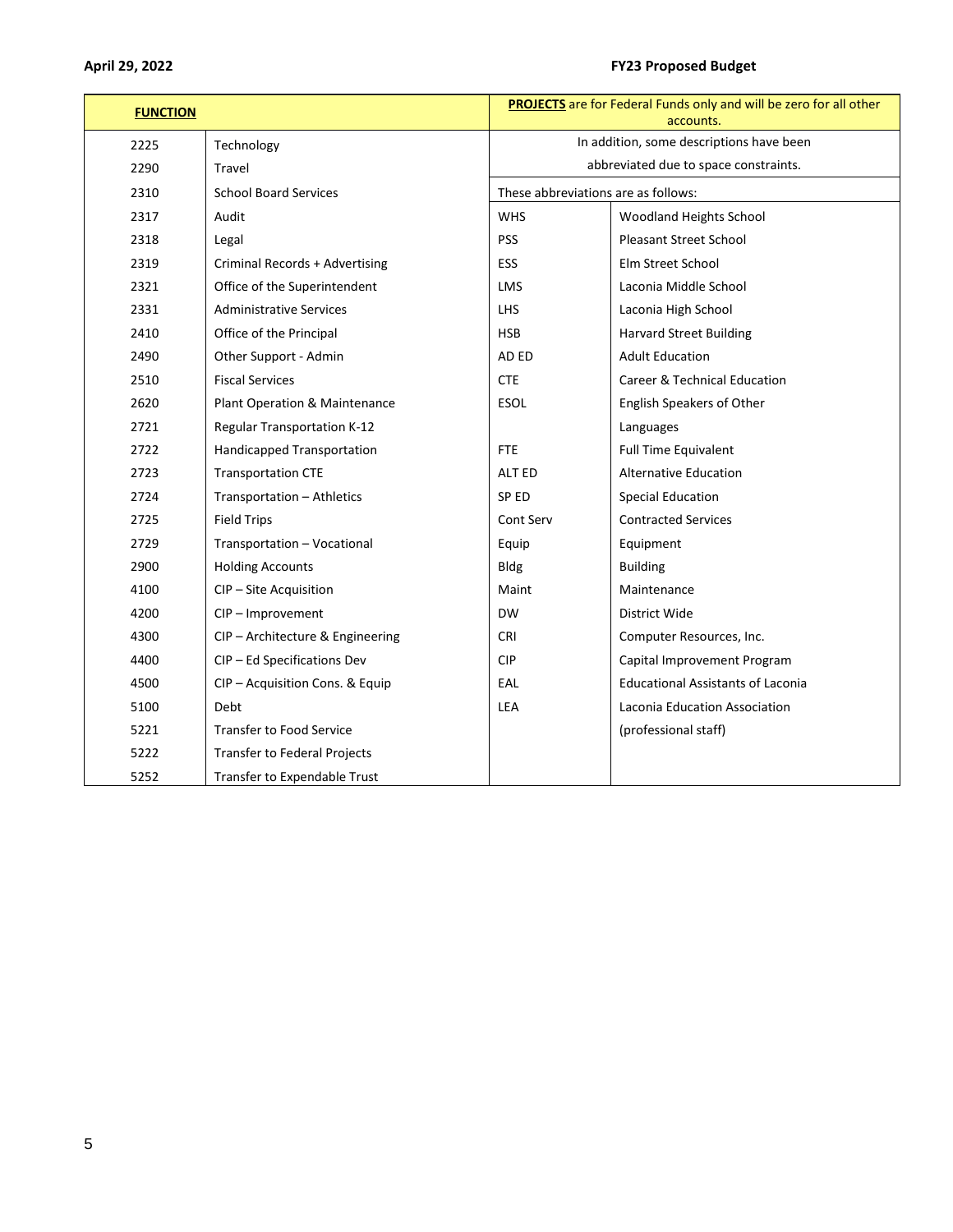| **FUNCTION** | | **PROJECTS** are for Federal Funds only and will be zero for all other accounts. | |
|---|---|---|---|
| 2225 | Technology | In addition, some descriptions have been | |
| 2290 | Travel | abbreviated due to space constraints. | |
| 2310 | School Board Services | These abbreviations are as follows: | |
| 2317 | Audit | WHS | Woodland Heights School |
| 2318 | Legal | PSS | Pleasant Street School |
| 2319 | Criminal Records + Advertising | ESS | Elm Street School |
| 2321 | Office of the Superintendent | LMS | Laconia Middle School |
| 2331 | Administrative Services | LHS | Laconia High School |
| 2410 | Office of the Principal | HSB | Harvard Street Building |
| 2490 | Other Support - Admin | AD ED | Adult Education |
| 2510 | Fiscal Services | CTE | Career & Technical Education |
| 2620 | Plant Operation & Maintenance | ESOL | English Speakers of Other |
| 2721 | Regular Transportation K-12 | | Languages |
| 2722 | Handicapped Transportation | FTE | Full Time Equivalent |
| 2723 | Transportation CTE | ALT ED | Alternative Education |
| 2724 | Transportation – Athletics | SP ED | Special Education |
| 2725 | Field Trips | Cont Serv | Contracted Services |
| 2729 | Transportation – Vocational | Equip | Equipment |
| 2900 | Holding Accounts | Bldg | Building |
| 4100 | CIP – Site Acquisition | Maint | Maintenance |
| 4200 | CIP – Improvement | DW | District Wide |
| 4300 | CIP – Architecture & Engineering | CRI | Computer Resources, Inc. |
| 4400 | CIP – Ed Specifications Dev | CIP | Capital Improvement Program |
| 4500 | CIP – Acquisition Cons. & Equip | EAL | Educational Assistants of Laconia |
| 5100 | Debt | LEA | Laconia Education Association |
| 5221 | Transfer to Food Service | | (professional staff) |
| 5222 | Transfer to Federal Projects | | |
| 5252 | Transfer to Expendable Trust | | |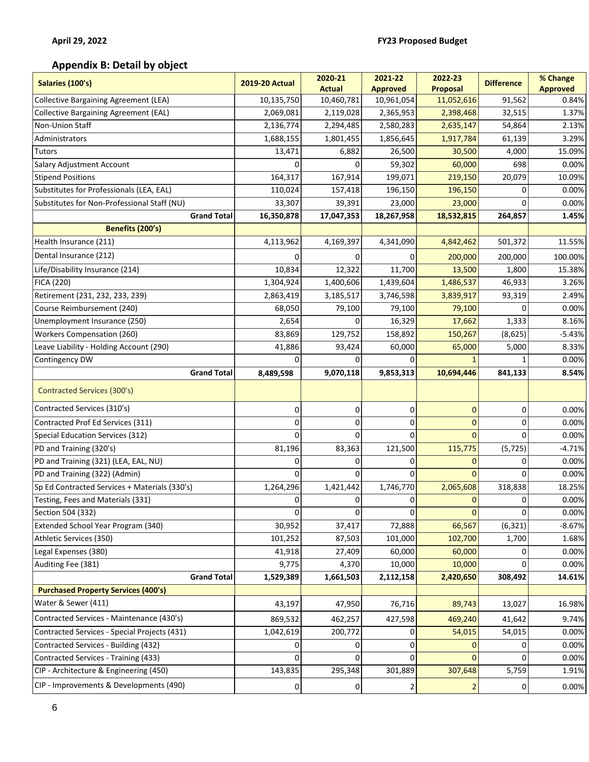## Appendix B: Detail by object

| Salaries (100's) | 2019-20 Actual | 2020-21 Actual | 2021-22 Approved | 2022-23 Proposal | Difference | % Change Approved |
|---|---|---|---|---|---|---|
| Collective Bargaining Agreement (LEA) | 10,135,750 | 10,460,781 | 10,961,054 | 11,052,616 | 91,562 | 0.84% |
| Collective Bargaining Agreement (EAL) | 2,069,081 | 2,119,028 | 2,365,953 | 2,398,468 | 32,515 | 1.37% |
| Non-Union Staff | 2,136,774 | 2,294,485 | 2,580,283 | 2,635,147 | 54,864 | 2.13% |
| Administrators | 1,688,155 | 1,801,455 | 1,856,645 | 1,917,784 | 61,139 | 3.29% |
| Tutors | 13,471 | 6,882 | 26,500 | 30,500 | 4,000 | 15.09% |
| Salary Adjustment Account | 0 | 0 | 59,302 | 60,000 | 698 | 0.00% |
| Stipend Positions | 164,317 | 167,914 | 199,071 | 219,150 | 20,079 | 10.09% |
| Substitutes for Professionals (LEA, EAL) | 110,024 | 157,418 | 196,150 | 196,150 | 0 | 0.00% |
| Substitutes for Non-Professional Staff (NU) | 33,307 | 39,391 | 23,000 | 23,000 | 0 | 0.00% |
| **Grand Total** | **16,350,878** | **17,047,353** | **18,267,958** | **18,532,815** | **264,857** | **1.45%** |
| **Benefits (200's)** | | | | | | |
| Health Insurance (211) | 4,113,962 | 4,169,397 | 4,341,090 | 4,842,462 | 501,372 | 11.55% |
| Dental Insurance (212) | 0 | 0 | 0 | 200,000 | 200,000 | 100.00% |
| Life/Disability Insurance (214) | 10,834 | 12,322 | 11,700 | 13,500 | 1,800 | 15.38% |
| FICA (220) | 1,304,924 | 1,400,606 | 1,439,604 | 1,486,537 | 46,933 | 3.26% |
| Retirement (231, 232, 233, 239) | 2,863,419 | 3,185,517 | 3,746,598 | 3,839,917 | 93,319 | 2.49% |
| Course Reimbursement (240) | 68,050 | 79,100 | 79,100 | 79,100 | 0 | 0.00% |
| Unemployment Insurance (250) | 2,654 | 0 | 16,329 | 17,662 | 1,333 | 8.16% |
| Workers Compensation (260) | 83,869 | 129,752 | 158,892 | 150,267 | (8,625) | -5.43% |
| Leave Liability - Holding Account (290) | 41,886 | 93,424 | 60,000 | 65,000 | 5,000 | 8.33% |
| Contingency DW | 0 | 0 | 0 | 1 | 1 | 0.00% |
| **Grand Total** | **8,489,598** | **9,070,118** | **9,853,313** | **10,694,446** | **841,133** | **8.54%** |
| Contracted Services (300's) | | | | | | |
| Contracted Services (310's) | 0 | 0 | 0 | 0 | 0 | 0.00% |
| Contracted Prof Ed Services (311) | 0 | 0 | 0 | 0 | 0 | 0.00% |
| Special Education Services (312) | 0 | 0 | 0 | 0 | 0 | 0.00% |
| PD and Training (320's) | 81,196 | 83,363 | 121,500 | 115,775 | (5,725) | -4.71% |
| PD and Training (321) (LEA, EAL, NU) | 0 | 0 | 0 | 0 | 0 | 0.00% |
| PD and Training (322) (Admin) | 0 | 0 | 0 | 0 | 0 | 0.00% |
| Sp Ed Contracted Services + Materials (330's) | 1,264,296 | 1,421,442 | 1,746,770 | 2,065,608 | 318,838 | 18.25% |
| Testing, Fees and Materials (331) | 0 | 0 | 0 | 0 | 0 | 0.00% |
| Section 504 (332) | 0 | 0 | 0 | 0 | 0 | 0.00% |
| Extended School Year Program (340) | 30,952 | 37,417 | 72,888 | 66,567 | (6,321) | -8.67% |
| Athletic Services (350) | 101,252 | 87,503 | 101,000 | 102,700 | 1,700 | 1.68% |
| Legal Expenses (380) | 41,918 | 27,409 | 60,000 | 60,000 | 0 | 0.00% |
| Auditing Fee (381) | 9,775 | 4,370 | 10,000 | 10,000 | 0 | 0.00% |
| **Grand Total** | **1,529,389** | **1,661,503** | **2,112,158** | **2,420,650** | **308,492** | **14.61%** |
| **Purchased Property Services (400's)** | | | | | | |
| Water & Sewer (411) | 43,197 | 47,950 | 76,716 | 89,743 | 13,027 | 16.98% |
| Contracted Services - Maintenance (430's) | 869,532 | 462,257 | 427,598 | 469,240 | 41,642 | 9.74% |
| Contracted Services - Special Projects (431) | 1,042,619 | 200,772 | 0 | 54,015 | 54,015 | 0.00% |
| Contracted Services - Building (432) | 0 | 0 | 0 | 0 | 0 | 0.00% |
| Contracted Services - Training (433) | 0 | 0 | 0 | 0 | 0 | 0.00% |
| CIP - Architecture & Engineering (450) | 143,835 | 295,348 | 301,889 | 307,648 | 5,759 | 1.91% |
| CIP - Improvements & Developments (490) | 0 | 0 | 2 | 2 | 0 | 0.00% |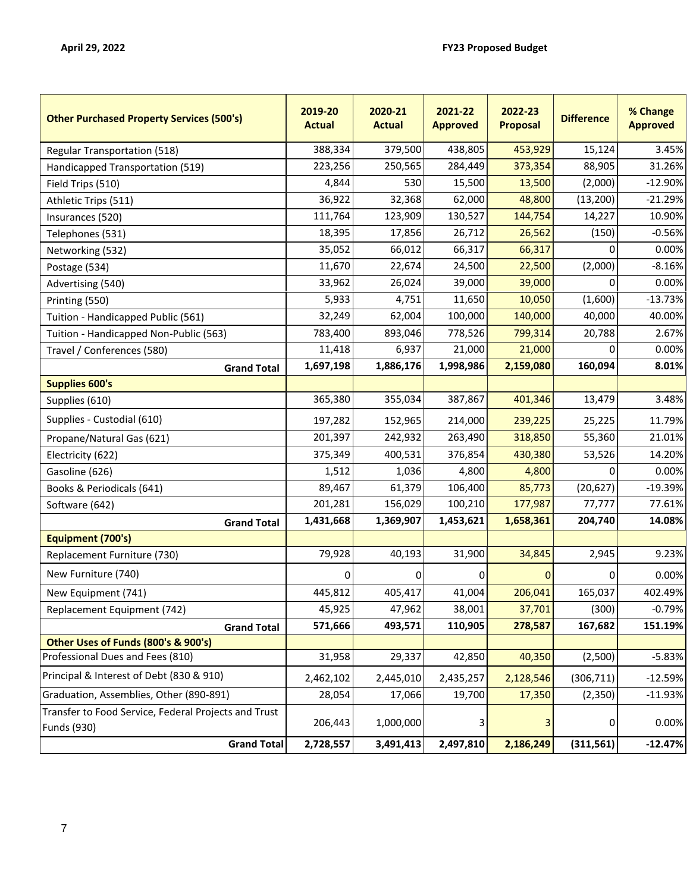| Other Purchased Property Services (500's) | 2019-20 Actual | 2020-21 Actual | 2021-22 Approved | 2022-23 Proposal | Difference | % Change Approved |
|---|---|---|---|---|---|---|
| Regular Transportation (518) | 388,334 | 379,500 | 438,805 | 453,929 | 15,124 | 3.45% |
| Handicapped Transportation (519) | 223,256 | 250,565 | 284,449 | 373,354 | 88,905 | 31.26% |
| Field Trips (510) | 4,844 | 530 | 15,500 | 13,500 | (2,000) | -12.90% |
| Athletic Trips (511) | 36,922 | 32,368 | 62,000 | 48,800 | (13,200) | -21.29% |
| Insurances (520) | 111,764 | 123,909 | 130,527 | 144,754 | 14,227 | 10.90% |
| Telephones (531) | 18,395 | 17,856 | 26,712 | 26,562 | (150) | -0.56% |
| Networking (532) | 35,052 | 66,012 | 66,317 | 66,317 | 0 | 0.00% |
| Postage (534) | 11,670 | 22,674 | 24,500 | 22,500 | (2,000) | -8.16% |
| Advertising (540) | 33,962 | 26,024 | 39,000 | 39,000 | 0 | 0.00% |
| Printing (550) | 5,933 | 4,751 | 11,650 | 10,050 | (1,600) | -13.73% |
| Tuition - Handicapped Public (561) | 32,249 | 62,004 | 100,000 | 140,000 | 40,000 | 40.00% |
| Tuition - Handicapped Non-Public (563) | 783,400 | 893,046 | 778,526 | 799,314 | 20,788 | 2.67% |
| Travel / Conferences (580) | 11,418 | 6,937 | 21,000 | 21,000 | 0 | 0.00% |
| **Grand Total** | **1,697,198** | **1,886,176** | **1,998,986** | **2,159,080** | **160,094** | **8.01%** |
| **Supplies 600's** | | | | | | |
| Supplies (610) | 365,380 | 355,034 | 387,867 | 401,346 | 13,479 | 3.48% |
| Supplies - Custodial (610) | 197,282 | 152,965 | 214,000 | 239,225 | 25,225 | 11.79% |
| Propane/Natural Gas (621) | 201,397 | 242,932 | 263,490 | 318,850 | 55,360 | 21.01% |
| Electricity (622) | 375,349 | 400,531 | 376,854 | 430,380 | 53,526 | 14.20% |
| Gasoline (626) | 1,512 | 1,036 | 4,800 | 4,800 | 0 | 0.00% |
| Books & Periodicals (641) | 89,467 | 61,379 | 106,400 | 85,773 | (20,627) | -19.39% |
| Software (642) | 201,281 | 156,029 | 100,210 | 177,987 | 77,777 | 77.61% |
| **Grand Total** | **1,431,668** | **1,369,907** | **1,453,621** | **1,658,361** | **204,740** | **14.08%** |
| **Equipment (700's)** | | | | | | |
| Replacement Furniture (730) | 79,928 | 40,193 | 31,900 | 34,845 | 2,945 | 9.23% |
| New Furniture (740) | 0 | 0 | 0 | 0 | 0 | 0.00% |
| New Equipment (741) | 445,812 | 405,417 | 41,004 | 206,041 | 165,037 | 402.49% |
| Replacement Equipment (742) | 45,925 | 47,962 | 38,001 | 37,701 | (300) | -0.79% |
| **Grand Total** | **571,666** | **493,571** | **110,905** | **278,587** | **167,682** | **151.19%** |
| **Other Uses of Funds (800's & 900's)** | | | | | | |
| Professional Dues and Fees (810) | 31,958 | 29,337 | 42,850 | 40,350 | (2,500) | -5.83% |
| Principal & Interest of Debt (830 & 910) | 2,462,102 | 2,445,010 | 2,435,257 | 2,128,546 | (306,711) | -12.59% |
| Graduation, Assemblies, Other (890-891) | 28,054 | 17,066 | 19,700 | 17,350 | (2,350) | -11.93% |
| Transfer to Food Service, Federal Projects and Trust Funds (930) | 206,443 | 1,000,000 | 3 | 3 | 0 | 0.00% |
| **Grand Total** | **2,728,557** | **3,491,413** | **2,497,810** | **2,186,249** | **(311,561)** | **-12.47%** |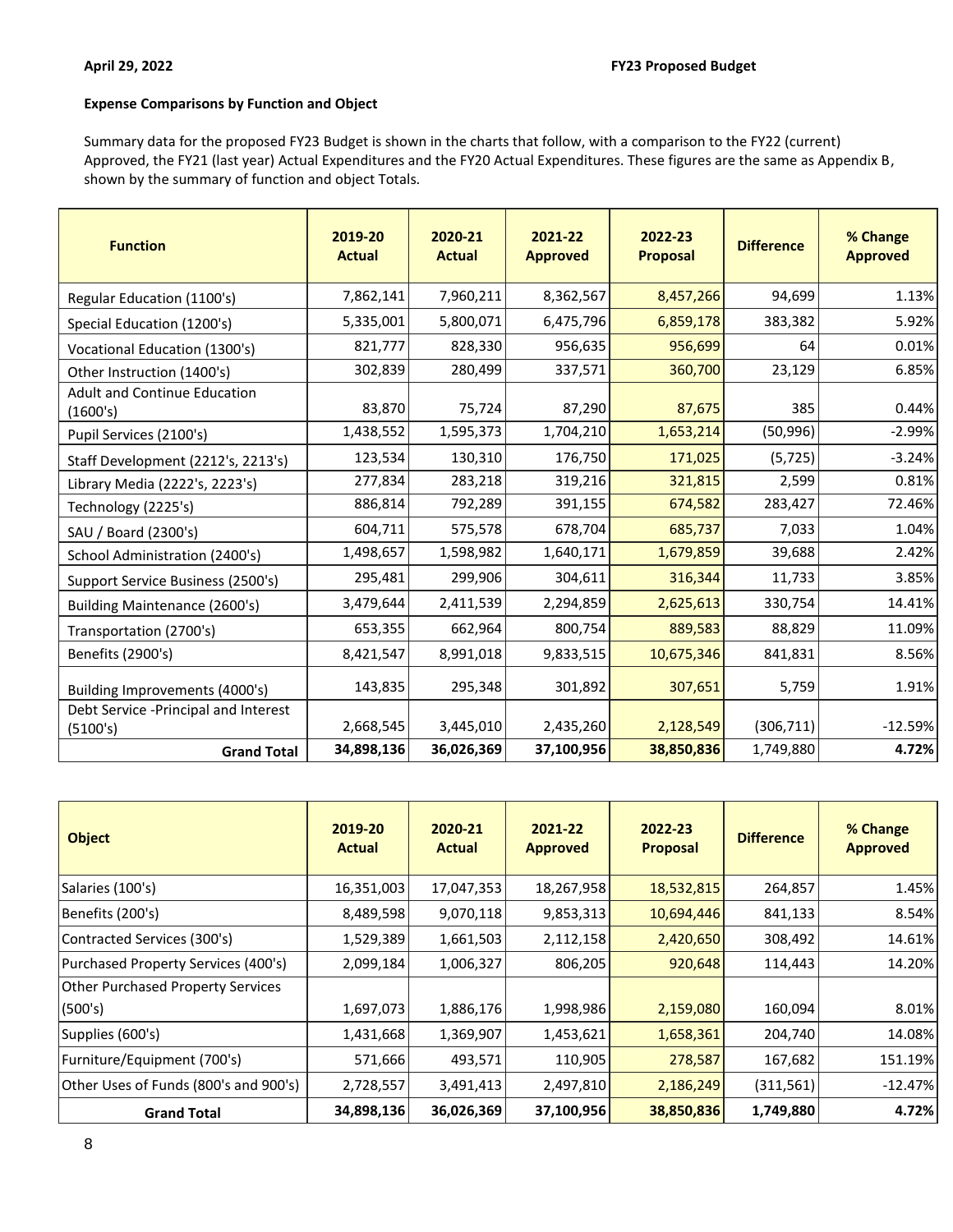**April 29, 2022** **FY23 Proposed Budget**

**Expense Comparisons by Function and Object**

Summary data for the proposed FY23 Budget is shown in the charts that follow, with a comparison to the FY22 (current) Approved, the FY21 (last year) Actual Expenditures and the FY20 Actual Expenditures. These figures are the same as Appendix B, shown by the summary of function and object Totals.

| Function | 2019-20 Actual | 2020-21 Actual | 2021-22 Approved | 2022-23 Proposal | Difference | % Change Approved |
|---|---|---|---|---|---|---|
| Regular Education (1100's) | 7,862,141 | 7,960,211 | 8,362,567 | 8,457,266 | 94,699 | 1.13% |
| Special Education (1200's) | 5,335,001 | 5,800,071 | 6,475,796 | 6,859,178 | 383,382 | 5.92% |
| Vocational Education (1300's) | 821,777 | 828,330 | 956,635 | 956,699 | 64 | 0.01% |
| Other Instruction (1400's) | 302,839 | 280,499 | 337,571 | 360,700 | 23,129 | 6.85% |
| Adult and Continue Education (1600's) | 83,870 | 75,724 | 87,290 | 87,675 | 385 | 0.44% |
| Pupil Services (2100's) | 1,438,552 | 1,595,373 | 1,704,210 | 1,653,214 | (50,996) | -2.99% |
| Staff Development (2212's, 2213's) | 123,534 | 130,310 | 176,750 | 171,025 | (5,725) | -3.24% |
| Library Media (2222's, 2223's) | 277,834 | 283,218 | 319,216 | 321,815 | 2,599 | 0.81% |
| Technology (2225's) | 886,814 | 792,289 | 391,155 | 674,582 | 283,427 | 72.46% |
| SAU / Board (2300's) | 604,711 | 575,578 | 678,704 | 685,737 | 7,033 | 1.04% |
| School Administration (2400's) | 1,498,657 | 1,598,982 | 1,640,171 | 1,679,859 | 39,688 | 2.42% |
| Support Service Business (2500's) | 295,481 | 299,906 | 304,611 | 316,344 | 11,733 | 3.85% |
| Building Maintenance (2600's) | 3,479,644 | 2,411,539 | 2,294,859 | 2,625,613 | 330,754 | 14.41% |
| Transportation (2700's) | 653,355 | 662,964 | 800,754 | 889,583 | 88,829 | 11.09% |
| Benefits (2900's) | 8,421,547 | 8,991,018 | 9,833,515 | 10,675,346 | 841,831 | 8.56% |
| Building Improvements (4000's) | 143,835 | 295,348 | 301,892 | 307,651 | 5,759 | 1.91% |
| Debt Service -Principal and Interest (5100's) | 2,668,545 | 3,445,010 | 2,435,260 | 2,128,549 | (306,711) | -12.59% |
| **Grand Total** | **34,898,136** | **36,026,369** | **37,100,956** | **38,850,836** | 1,749,880 | **4.72%** |

| Object | 2019-20 Actual | 2020-21 Actual | 2021-22 Approved | 2022-23 Proposal | Difference | % Change Approved |
|---|---|---|---|---|---|---|
| Salaries (100's) | 16,351,003 | 17,047,353 | 18,267,958 | 18,532,815 | 264,857 | 1.45% |
| Benefits (200's) | 8,489,598 | 9,070,118 | 9,853,313 | 10,694,446 | 841,133 | 8.54% |
| Contracted Services (300's) | 1,529,389 | 1,661,503 | 2,112,158 | 2,420,650 | 308,492 | 14.61% |
| Purchased Property Services (400's) | 2,099,184 | 1,006,327 | 806,205 | 920,648 | 114,443 | 14.20% |
| Other Purchased Property Services (500's) | 1,697,073 | 1,886,176 | 1,998,986 | 2,159,080 | 160,094 | 8.01% |
| Supplies (600's) | 1,431,668 | 1,369,907 | 1,453,621 | 1,658,361 | 204,740 | 14.08% |
| Furniture/Equipment (700's) | 571,666 | 493,571 | 110,905 | 278,587 | 167,682 | 151.19% |
| Other Uses of Funds (800's and 900's) | 2,728,557 | 3,491,413 | 2,497,810 | 2,186,249 | (311,561) | -12.47% |
| **Grand Total** | **34,898,136** | **36,026,369** | **37,100,956** | **38,850,836** | **1,749,880** | **4.72%** |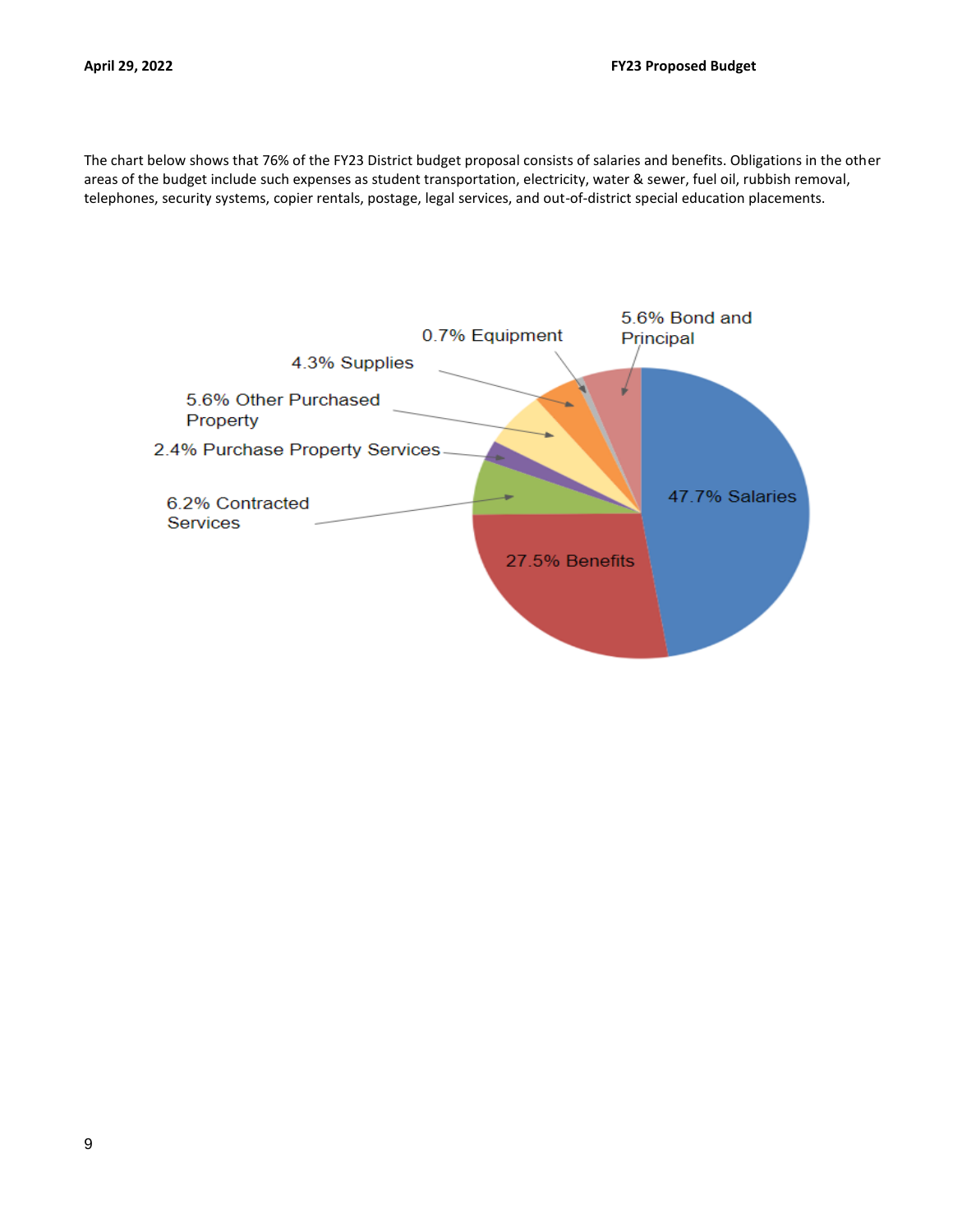The chart below shows that 76% of the FY23 District budget proposal consists of salaries and benefits. Obligations in the other areas of the budget include such expenses as student transportation, electricity, water & sewer, fuel oil, rubbish removal, telephones, security systems, copier rentals, postage, legal services, and out-of-district special education placements.

5.6% Bond and Principal

0.7% Equipment

4.3% Supplies

5.6% Other Purchased Property

2.4% Purchase Property Services

6.2% Contracted Services

47.7% Salaries

27.5% Benefits